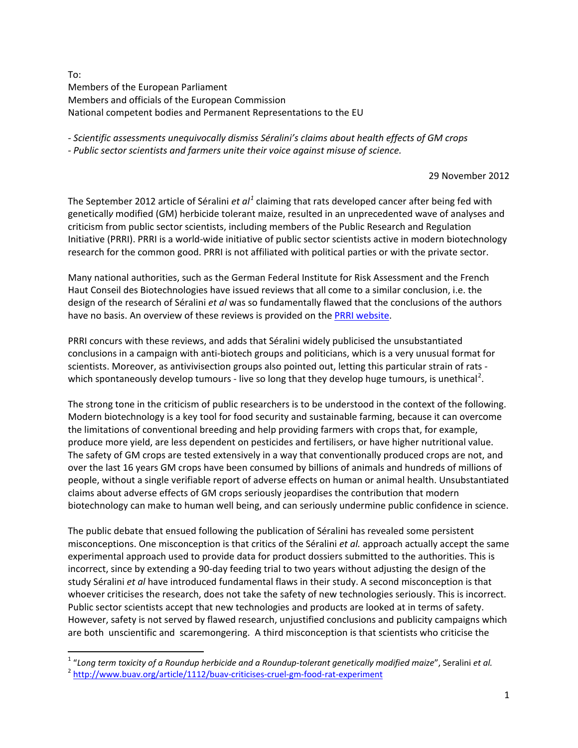To:
Members of the European Parliament
Members and officials of the European Commission
National competent bodies and Permanent Representations to the EU

*- Scientific assessments unequivocally dismiss Séralini's claims about health effects of GM crops*
*- Public sector scientists and farmers unite their voice against misuse of science.*

29 November 2012

The September 2012 article of Séralini *et al*[1] claiming that rats developed cancer after being fed with genetically modified (GM) herbicide tolerant maize, resulted in an unprecedented wave of analyses and criticism from public sector scientists, including members of the Public Research and Regulation Initiative (PRRI). PRRI is a world-wide initiative of public sector scientists active in modern biotechnology research for the common good. PRRI is not affiliated with political parties or with the private sector.

Many national authorities, such as the German Federal Institute for Risk Assessment and the French Haut Conseil des Biotechnologies have issued reviews that all come to a similar conclusion, i.e. the design of the research of Séralini *et al* was so fundamentally flawed that the conclusions of the authors have no basis. An overview of these reviews is provided on the PRRI website.

PRRI concurs with these reviews, and adds that Séralini widely publicised the unsubstantiated conclusions in a campaign with anti-biotech groups and politicians, which is a very unusual format for scientists. Moreover, as antivivisection groups also pointed out, letting this particular strain of rats - which spontaneously develop tumours - live so long that they develop huge tumours, is unethical[2].

The strong tone in the criticism of public researchers is to be understood in the context of the following. Modern biotechnology is a key tool for food security and sustainable farming, because it can overcome the limitations of conventional breeding and help providing farmers with crops that, for example, produce more yield, are less dependent on pesticides and fertilisers, or have higher nutritional value. The safety of GM crops are tested extensively in a way that conventionally produced crops are not, and over the last 16 years GM crops have been consumed by billions of animals and hundreds of millions of people, without a single verifiable report of adverse effects on human or animal health. Unsubstantiated claims about adverse effects of GM crops seriously jeopardises the contribution that modern biotechnology can make to human well being, and can seriously undermine public confidence in science.

The public debate that ensued following the publication of Séralini has revealed some persistent misconceptions. One misconception is that critics of the Séralini *et al.* approach actually accept the same experimental approach used to provide data for product dossiers submitted to the authorities. This is incorrect, since by extending a 90-day feeding trial to two years without adjusting the design of the study Séralini *et al* have introduced fundamental flaws in their study. A second misconception is that whoever criticises the research, does not take the safety of new technologies seriously. This is incorrect. Public sector scientists accept that new technologies and products are looked at in terms of safety. However, safety is not served by flawed research, unjustified conclusions and publicity campaigns which are both unscientific and scaremongering. A third misconception is that scientists who criticise the

---

[1] "*Long term toxicity of a Roundup herbicide and a Roundup-tolerant genetically modified maize*", Seralini *et al.*

[2] http://www.buav.org/article/1112/buav-criticises-cruel-gm-food-rat-experiment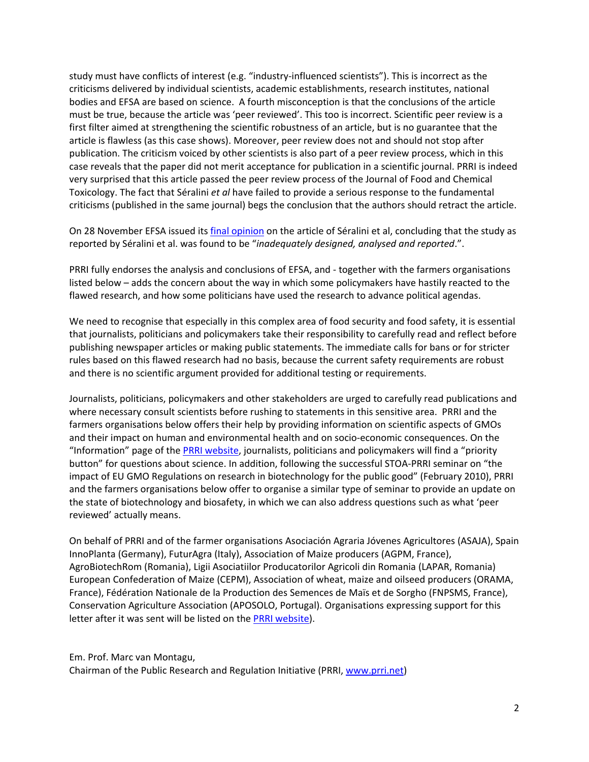study must have conflicts of interest (e.g. "industry-influenced scientists"). This is incorrect as the criticisms delivered by individual scientists, academic establishments, research institutes, national bodies and EFSA are based on science. A fourth misconception is that the conclusions of the article must be true, because the article was 'peer reviewed'. This too is incorrect. Scientific peer review is a first filter aimed at strengthening the scientific robustness of an article, but is no guarantee that the article is flawless (as this case shows). Moreover, peer review does not and should not stop after publication. The criticism voiced by other scientists is also part of a peer review process, which in this case reveals that the paper did not merit acceptance for publication in a scientific journal. PRRI is indeed very surprised that this article passed the peer review process of the Journal of Food and Chemical Toxicology. The fact that Séralini *et al* have failed to provide a serious response to the fundamental criticisms (published in the same journal) begs the conclusion that the authors should retract the article.

On 28 November EFSA issued its final opinion on the article of Séralini et al, concluding that the study as reported by Séralini et al. was found to be "*inadequately designed, analysed and reported*.".

PRRI fully endorses the analysis and conclusions of EFSA, and - together with the farmers organisations listed below – adds the concern about the way in which some policymakers have hastily reacted to the flawed research, and how some politicians have used the research to advance political agendas.

We need to recognise that especially in this complex area of food security and food safety, it is essential that journalists, politicians and policymakers take their responsibility to carefully read and reflect before publishing newspaper articles or making public statements. The immediate calls for bans or for stricter rules based on this flawed research had no basis, because the current safety requirements are robust and there is no scientific argument provided for additional testing or requirements.

Journalists, politicians, policymakers and other stakeholders are urged to carefully read publications and where necessary consult scientists before rushing to statements in this sensitive area. PRRI and the farmers organisations below offers their help by providing information on scientific aspects of GMOs and their impact on human and environmental health and on socio-economic consequences. On the "Information" page of the PRRI website, journalists, politicians and policymakers will find a "priority button" for questions about science. In addition, following the successful STOA-PRRI seminar on "the impact of EU GMO Regulations on research in biotechnology for the public good" (February 2010), PRRI and the farmers organisations below offer to organise a similar type of seminar to provide an update on the state of biotechnology and biosafety, in which we can also address questions such as what 'peer reviewed' actually means.

On behalf of PRRI and of the farmer organisations Asociación Agraria Jóvenes Agricultores (ASAJA), Spain InnoPlanta (Germany), FuturAgra (Italy), Association of Maize producers (AGPM, France), AgroBiotechRom (Romania), Ligii Asociatiilor Producatorilor Agricoli din Romania (LAPAR, Romania) European Confederation of Maize (CEPM), Association of wheat, maize and oilseed producers (ORAMA, France), Fédération Nationale de la Production des Semences de Maïs et de Sorgho (FNPSMS, France), Conservation Agriculture Association (APOSOLO, Portugal). Organisations expressing support for this letter after it was sent will be listed on the PRRI website).

Em. Prof. Marc van Montagu,
Chairman of the Public Research and Regulation Initiative (PRRI, www.prri.net)